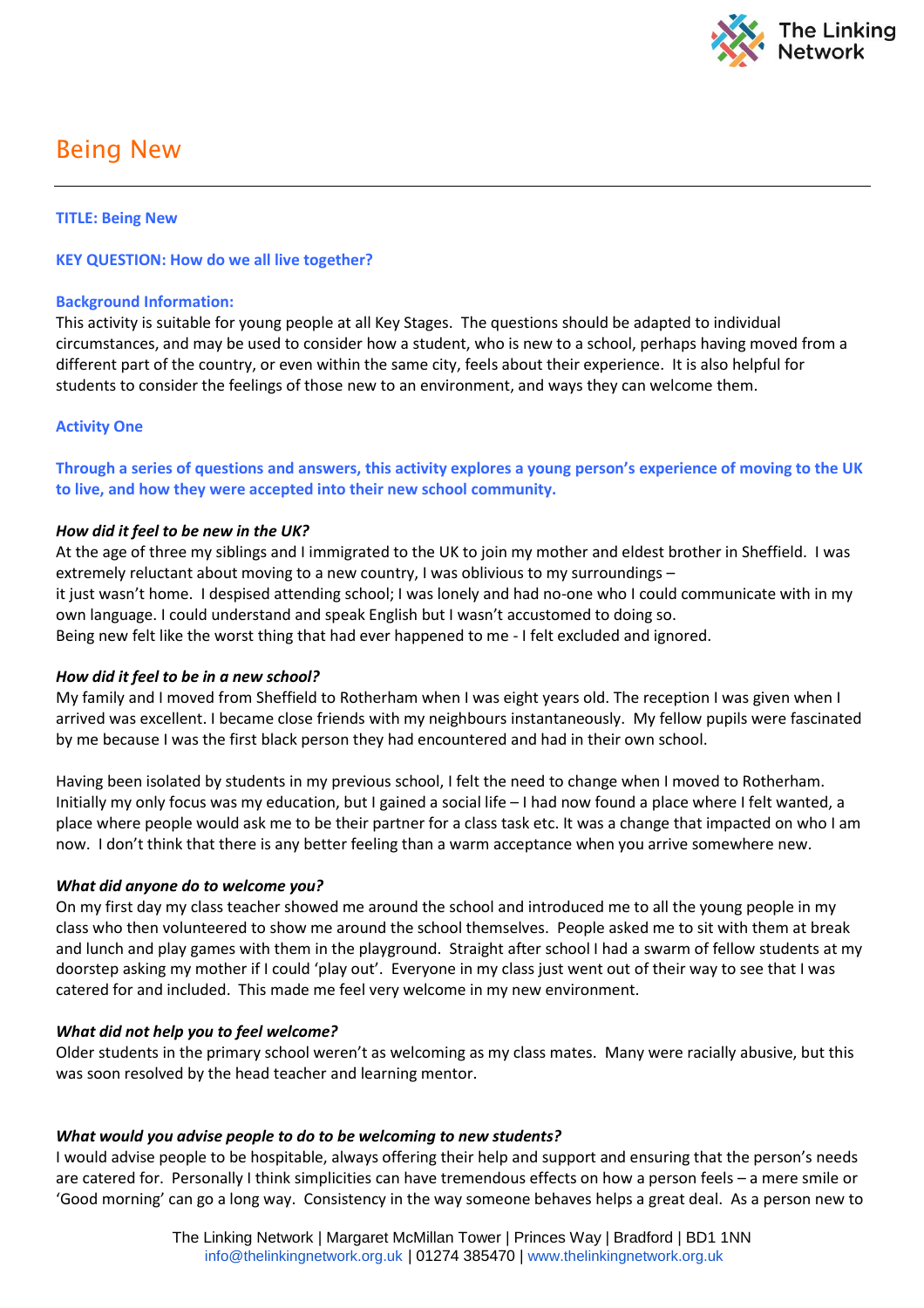# Being New

**TITLE: Being New**

**KEY QUESTION: How do we all live together?**

**Background Information:**

This activity is suitable for young people at all Key Stages. The questions should be adapted to individual circumstances, and may be used to consider how a student, who is new to a school, perhaps having moved from a different part of the country, or even within the same city, feels about their experience. It is also helpful for students to consider the feelings of those new to an environment, and ways they can welcome them.

**Activity One**

**Through a series of questions and answers, this activity explores a young person's experience of moving to the UK to live, and how they were accepted into their new school community.**

***How did it feel to be new in the UK?***

At the age of three my siblings and I immigrated to the UK to join my mother and eldest brother in Sheffield. I was extremely reluctant about moving to a new country, I was oblivious to my surroundings – it just wasn't home. I despised attending school; I was lonely and had no-one who I could communicate with in my own language. I could understand and speak English but I wasn't accustomed to doing so. Being new felt like the worst thing that had ever happened to me - I felt excluded and ignored.

***How did it feel to be in a new school?***

My family and I moved from Sheffield to Rotherham when I was eight years old. The reception I was given when I arrived was excellent. I became close friends with my neighbours instantaneously. My fellow pupils were fascinated by me because I was the first black person they had encountered and had in their own school.

Having been isolated by students in my previous school, I felt the need to change when I moved to Rotherham. Initially my only focus was my education, but I gained a social life – I had now found a place where I felt wanted, a place where people would ask me to be their partner for a class task etc. It was a change that impacted on who I am now. I don't think that there is any better feeling than a warm acceptance when you arrive somewhere new.

***What did anyone do to welcome you?***

On my first day my class teacher showed me around the school and introduced me to all the young people in my class who then volunteered to show me around the school themselves. People asked me to sit with them at break and lunch and play games with them in the playground. Straight after school I had a swarm of fellow students at my doorstep asking my mother if I could 'play out'. Everyone in my class just went out of their way to see that I was catered for and included. This made me feel very welcome in my new environment.

***What did not help you to feel welcome?***

Older students in the primary school weren't as welcoming as my class mates. Many were racially abusive, but this was soon resolved by the head teacher and learning mentor.

***What would you advise people to do to be welcoming to new students?***

I would advise people to be hospitable, always offering their help and support and ensuring that the person's needs are catered for. Personally I think simplicities can have tremendous effects on how a person feels – a mere smile or 'Good morning' can go a long way. Consistency in the way someone behaves helps a great deal. As a person new to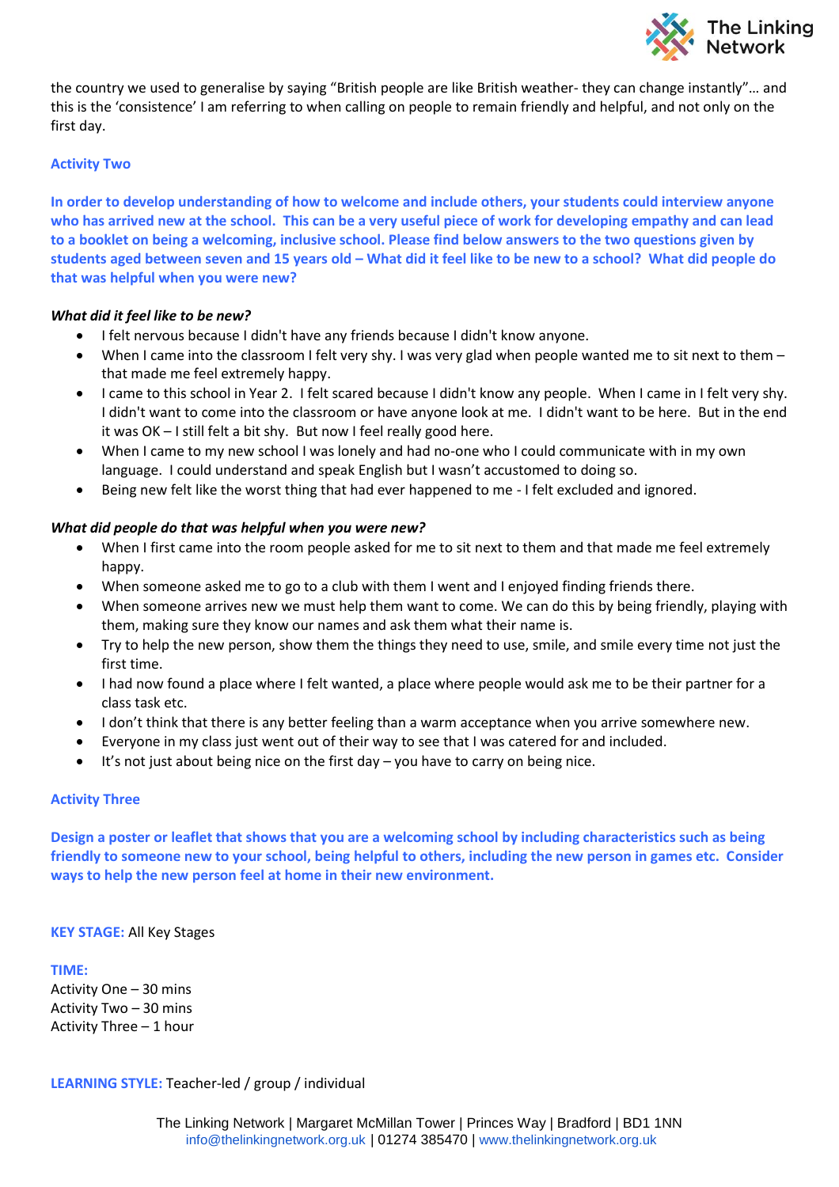the country we used to generalise by saying “British people are like British weather- they can change instantly”… and this is the ‘consistence’ I am referring to when calling on people to remain friendly and helpful, and not only on the first day.

## Activity Two

**In order to develop understanding of how to welcome and include others, your students could interview anyone who has arrived new at the school. This can be a very useful piece of work for developing empathy and can lead to a booklet on being a welcoming, inclusive school. Please find below answers to the two questions given by students aged between seven and 15 years old – What did it feel like to be new to a school? What did people do that was helpful when you were new?**

***What did it feel like to be new?***

- I felt nervous because I didn't have any friends because I didn't know anyone.
- When I came into the classroom I felt very shy. I was very glad when people wanted me to sit next to them – that made me feel extremely happy.
- I came to this school in Year 2. I felt scared because I didn't know any people. When I came in I felt very shy. I didn't want to come into the classroom or have anyone look at me. I didn't want to be here. But in the end it was OK – I still felt a bit shy. But now I feel really good here.
- When I came to my new school I was lonely and had no-one who I could communicate with in my own language. I could understand and speak English but I wasn’t accustomed to doing so.
- Being new felt like the worst thing that had ever happened to me - I felt excluded and ignored.

***What did people do that was helpful when you were new?***

- When I first came into the room people asked for me to sit next to them and that made me feel extremely happy.
- When someone asked me to go to a club with them I went and I enjoyed finding friends there.
- When someone arrives new we must help them want to come. We can do this by being friendly, playing with them, making sure they know our names and ask them what their name is.
- Try to help the new person, show them the things they need to use, smile, and smile every time not just the first time.
- I had now found a place where I felt wanted, a place where people would ask me to be their partner for a class task etc.
- I don’t think that there is any better feeling than a warm acceptance when you arrive somewhere new.
- Everyone in my class just went out of their way to see that I was catered for and included.
- It’s not just about being nice on the first day – you have to carry on being nice.

## Activity Three

**Design a poster or leaflet that shows that you are a welcoming school by including characteristics such as being friendly to someone new to your school, being helpful to others, including the new person in games etc. Consider ways to help the new person feel at home in their new environment.**

**KEY STAGE:** All Key Stages

**TIME:**
Activity One – 30 mins
Activity Two – 30 mins
Activity Three – 1 hour

**LEARNING STYLE:** Teacher-led / group / individual